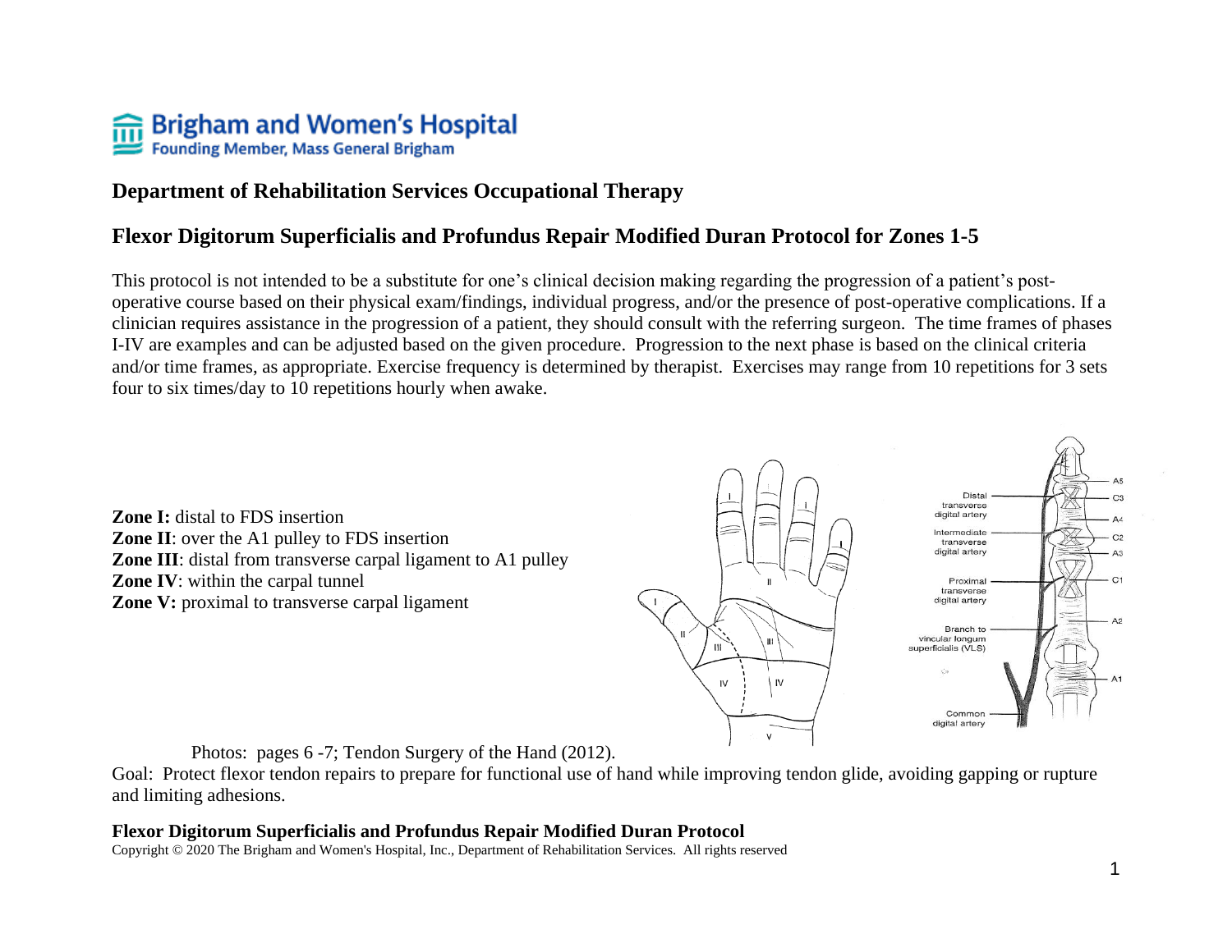Brigham and Women's Hospital
Founding Member, Mass General Brigham

## Department of Rehabilitation Services Occupational Therapy

# Flexor Digitorum Superficialis and Profundus Repair Modified Duran Protocol for Zones 1-5

This protocol is not intended to be a substitute for one's clinical decision making regarding the progression of a patient's post-operative course based on their physical exam/findings, individual progress, and/or the presence of post-operative complications. If a clinician requires assistance in the progression of a patient, they should consult with the referring surgeon. The time frames of phases I-IV are examples and can be adjusted based on the given procedure. Progression to the next phase is based on the clinical criteria and/or time frames, as appropriate. Exercise frequency is determined by therapist. Exercises may range from 10 repetitions for 3 sets four to six times/day to 10 repetitions hourly when awake.

**Zone I:** distal to FDS insertion
**Zone II**: over the A1 pulley to FDS insertion
**Zone III**: distal from transverse carpal ligament to A1 pulley
**Zone IV**: within the carpal tunnel
**Zone V:** proximal to transverse carpal ligament

Photos: pages 6 -7; Tendon Surgery of the Hand (2012).

Goal: Protect flexor tendon repairs to prepare for functional use of hand while improving tendon glide, avoiding gapping or rupture and limiting adhesions.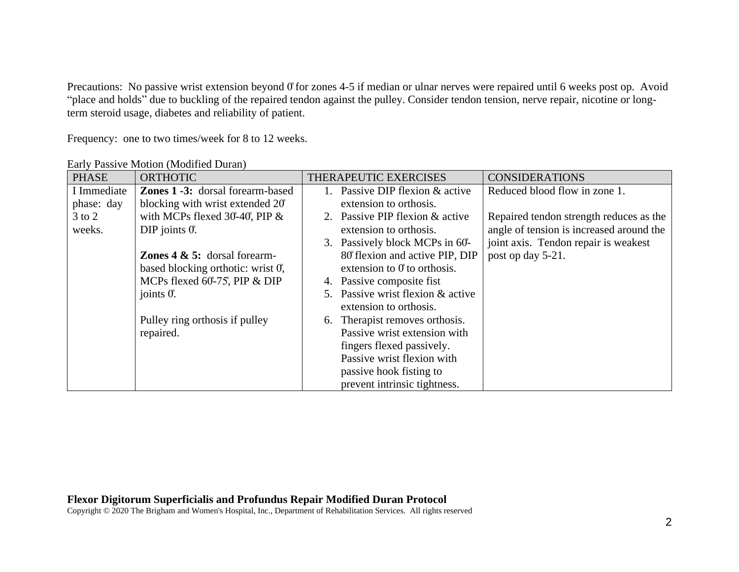Precautions: No passive wrist extension beyond 0° for zones 4-5 if median or ulnar nerves were repaired until 6 weeks post op. Avoid "place and holds" due to buckling of the repaired tendon against the pulley. Consider tendon tension, nerve repair, nicotine or long-term steroid usage, diabetes and reliability of patient.

Frequency: one to two times/week for 8 to 12 weeks.

Early Passive Motion (Modified Duran)

| PHASE | ORTHOTIC | THERAPEUTIC EXERCISES | CONSIDERATIONS |
|---|---|---|---|
| I Immediate phase: day 3 to 2 weeks. | **Zones 1 -3:** dorsal forearm-based blocking with wrist extended 20° with MCPs flexed 30°-40°, PIP & DIP joints 0°.<br><br>**Zones 4 & 5:** dorsal forearm-based blocking orthotic: wrist 0°, MCPs flexed 60°-75°, PIP & DIP joints 0°.<br><br>Pulley ring orthosis if pulley repaired. | 1. Passive DIP flexion & active extension to orthosis.<br>2. Passive PIP flexion & active extension to orthosis.<br>3. Passively block MCPs in 60°-80° flexion and active PIP, DIP extension to 0° to orthosis.<br>4. Passive composite fist<br>5. Passive wrist flexion & active extension to orthosis.<br>6. Therapist removes orthosis. Passive wrist extension with fingers flexed passively. Passive wrist flexion with passive hook fisting to prevent intrinsic tightness. | Reduced blood flow in zone 1.<br><br>Repaired tendon strength reduces as the angle of tension is increased around the joint axis. Tendon repair is weakest post op day 5-21. |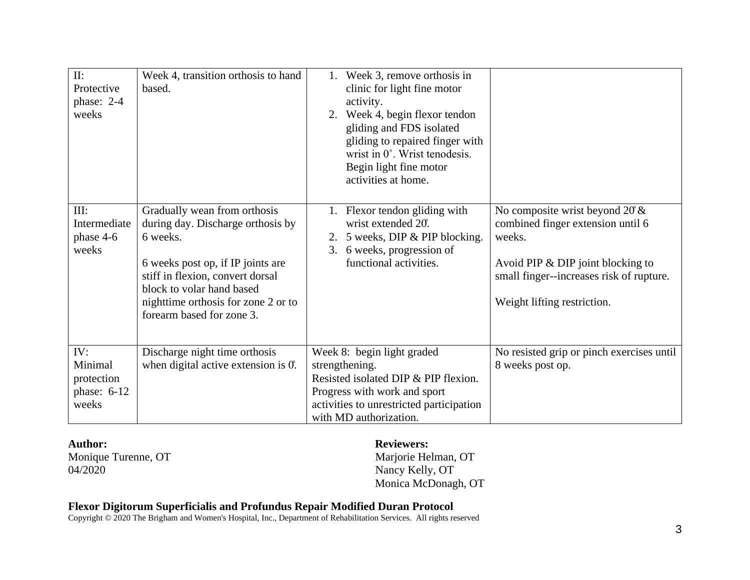| II: Protective phase: 2-4 weeks | Week 4, transition orthosis to hand based. | 1. Week 3, remove orthosis in clinic for light fine motor activity.<br>2. Week 4, begin flexor tendon gliding and FDS isolated gliding to repaired finger with wrist in 0˚. Wrist tenodesis. Begin light fine motor activities at home. | |
|---|---|---|---|
| III: Intermediate phase 4-6 weeks | Gradually wean from orthosis during day. Discharge orthosis by 6 weeks.<br><br>6 weeks post op, if IP joints are stiff in flexion, convert dorsal block to volar hand based nighttime orthosis for zone 2 or to forearm based for zone 3. | 1. Flexor tendon gliding with wrist extended 20˚.<br>2. 5 weeks, DIP & PIP blocking.<br>3. 6 weeks, progression of functional activities. | No composite wrist beyond 20˚ & combined finger extension until 6 weeks.<br><br>Avoid PIP & DIP joint blocking to small finger--increases risk of rupture.<br><br>Weight lifting restriction. |
| IV: Minimal protection phase: 6-12 weeks | Discharge night time orthosis when digital active extension is 0˚. | Week 8: begin light graded strengthening.<br>Resisted isolated DIP & PIP flexion.<br>Progress with work and sport activities to unrestricted participation with MD authorization. | No resisted grip or pinch exercises until 8 weeks post op. |

**Author:**
Monique Turenne, OT
04/2020

**Reviewers:**
Marjorie Helman, OT
Nancy Kelly, OT
Monica McDonagh, OT

**Flexor Digitorum Superficialis and Profundus Repair Modified Duran Protocol**
Copyright © 2020 The Brigham and Women's Hospital, Inc., Department of Rehabilitation Services. All rights reserved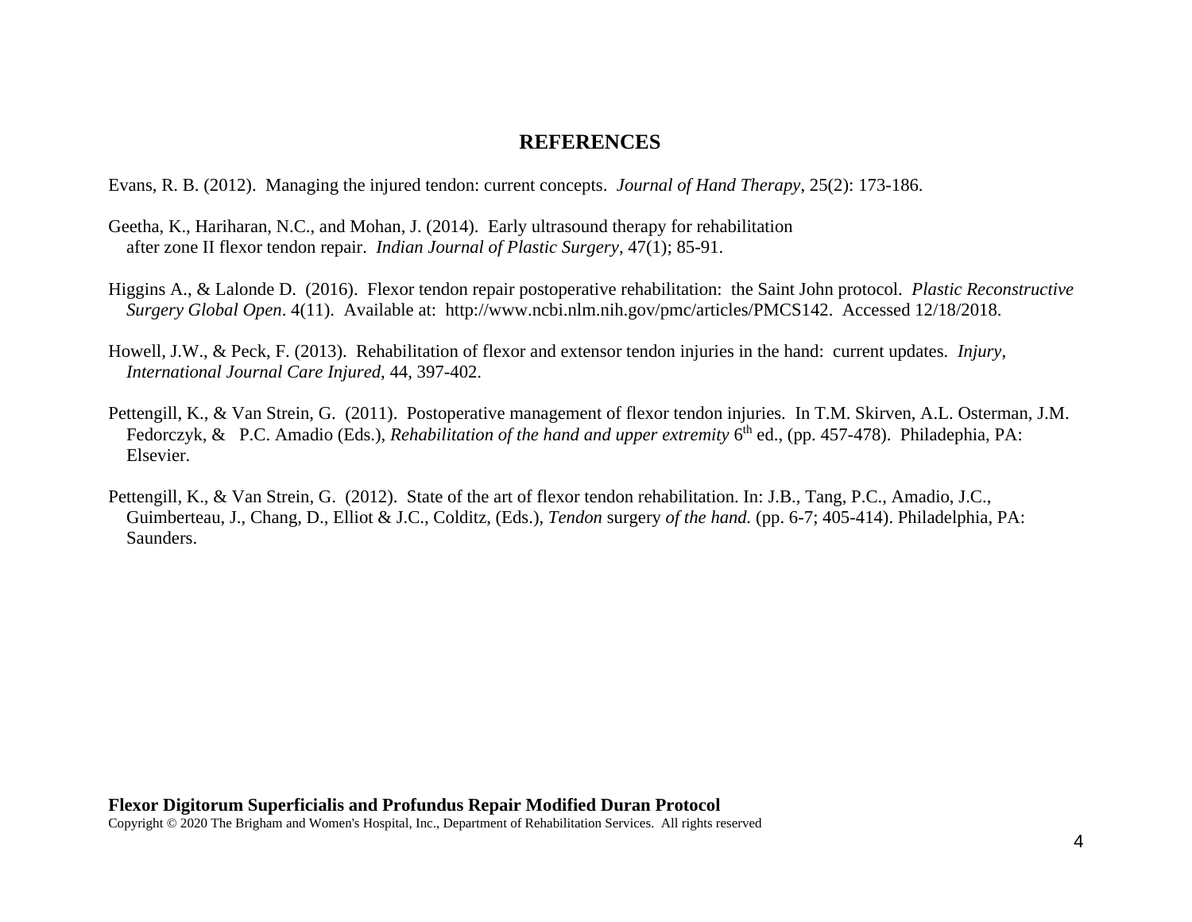## REFERENCES

Evans, R. B. (2012). Managing the injured tendon: current concepts. *Journal of Hand Therapy*, 25(2): 173-186.

Geetha, K., Hariharan, N.C., and Mohan, J. (2014). Early ultrasound therapy for rehabilitation after zone II flexor tendon repair. *Indian Journal of Plastic Surgery*, 47(1); 85-91.

Higgins A., & Lalonde D. (2016). Flexor tendon repair postoperative rehabilitation: the Saint John protocol. *Plastic Reconstructive Surgery Global Open*. 4(11). Available at: http://www.ncbi.nlm.nih.gov/pmc/articles/PMCS142. Accessed 12/18/2018.

Howell, J.W., & Peck, F. (2013). Rehabilitation of flexor and extensor tendon injuries in the hand: current updates. *Injury, International Journal Care Injured*, 44, 397-402.

Pettengill, K., & Van Strein, G. (2011). Postoperative management of flexor tendon injuries. In T.M. Skirven, A.L. Osterman, J.M. Fedorczyk, & P.C. Amadio (Eds.), *Rehabilitation of the hand and upper extremity* 6th ed., (pp. 457-478). Philadephia, PA: Elsevier.

Pettengill, K., & Van Strein, G. (2012). State of the art of flexor tendon rehabilitation. In: J.B., Tang, P.C., Amadio, J.C., Guimberteau, J., Chang, D., Elliot & J.C., Colditz, (Eds.), *Tendon* surgery *of the hand.* (pp. 6-7; 405-414). Philadelphia, PA: Saunders.